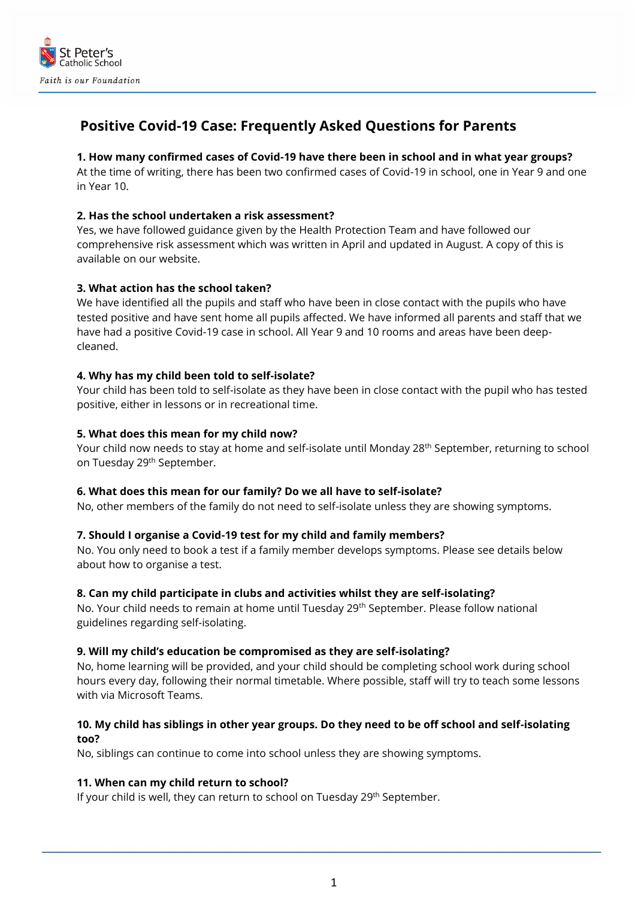St Peter's Catholic School

*Faith is our Foundation*

# Positive Covid-19 Case: Frequently Asked Questions for Parents

**1. How many confirmed cases of Covid-19 have there been in school and in what year groups?**

At the time of writing, there has been two confirmed cases of Covid-19 in school, one in Year 9 and one in Year 10.

**2. Has the school undertaken a risk assessment?**

Yes, we have followed guidance given by the Health Protection Team and have followed our comprehensive risk assessment which was written in April and updated in August. A copy of this is available on our website.

**3. What action has the school taken?**

We have identified all the pupils and staff who have been in close contact with the pupils who have tested positive and have sent home all pupils affected. We have informed all parents and staff that we have had a positive Covid-19 case in school. All Year 9 and 10 rooms and areas have been deep-cleaned.

**4. Why has my child been told to self-isolate?**

Your child has been told to self-isolate as they have been in close contact with the pupil who has tested positive, either in lessons or in recreational time.

**5. What does this mean for my child now?**

Your child now needs to stay at home and self-isolate until Monday 28th September, returning to school on Tuesday 29th September.

**6. What does this mean for our family? Do we all have to self-isolate?**

No, other members of the family do not need to self-isolate unless they are showing symptoms.

**7. Should I organise a Covid-19 test for my child and family members?**

No. You only need to book a test if a family member develops symptoms. Please see details below about how to organise a test.

**8. Can my child participate in clubs and activities whilst they are self-isolating?**

No. Your child needs to remain at home until Tuesday 29th September. Please follow national guidelines regarding self-isolating.

**9. Will my child's education be compromised as they are self-isolating?**

No, home learning will be provided, and your child should be completing school work during school hours every day, following their normal timetable. Where possible, staff will try to teach some lessons with via Microsoft Teams.

**10. My child has siblings in other year groups. Do they need to be off school and self-isolating too?**

No, siblings can continue to come into school unless they are showing symptoms.

**11. When can my child return to school?**

If your child is well, they can return to school on Tuesday 29th September.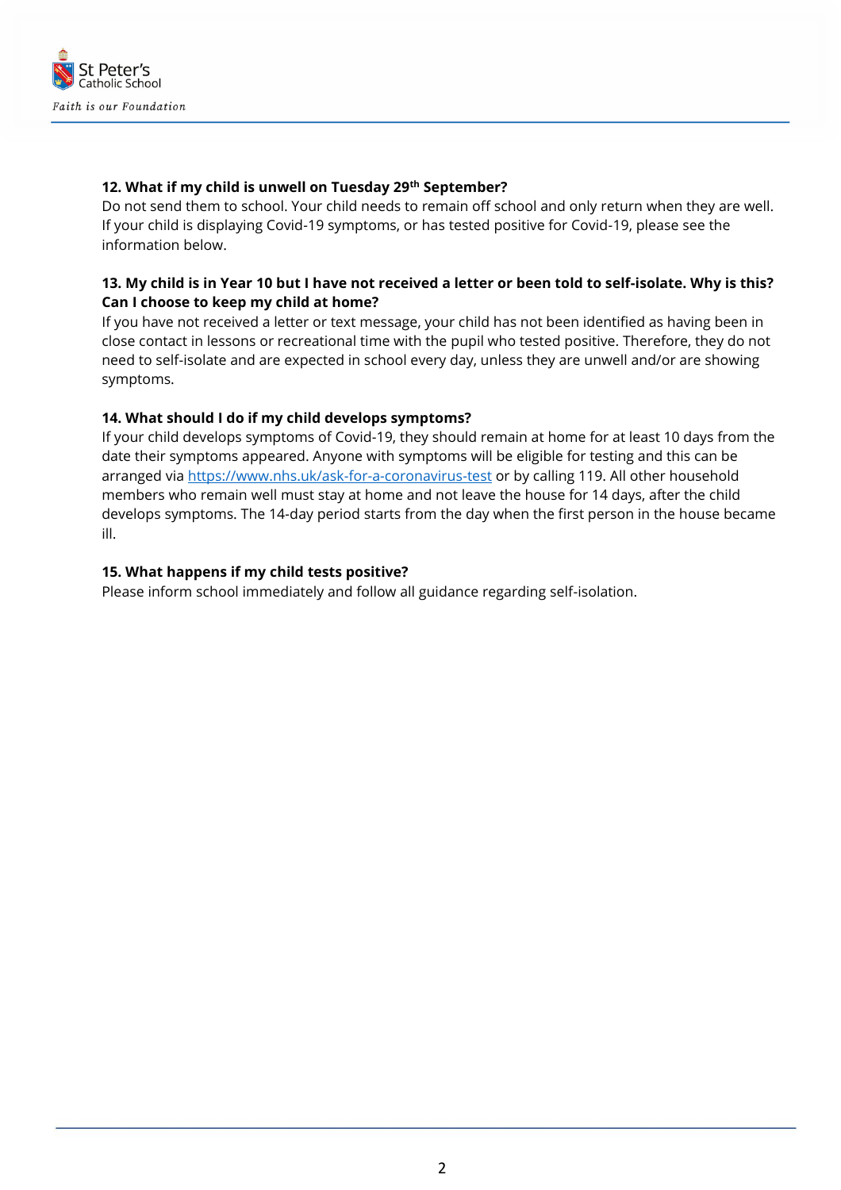**12. What if my child is unwell on Tuesday 29th September?**
Do not send them to school. Your child needs to remain off school and only return when they are well. If your child is displaying Covid-19 symptoms, or has tested positive for Covid-19, please see the information below.

**13. My child is in Year 10 but I have not received a letter or been told to self-isolate. Why is this? Can I choose to keep my child at home?**
If you have not received a letter or text message, your child has not been identified as having been in close contact in lessons or recreational time with the pupil who tested positive. Therefore, they do not need to self-isolate and are expected in school every day, unless they are unwell and/or are showing symptoms.

**14. What should I do if my child develops symptoms?**
If your child develops symptoms of Covid-19, they should remain at home for at least 10 days from the date their symptoms appeared. Anyone with symptoms will be eligible for testing and this can be arranged via https://www.nhs.uk/ask-for-a-coronavirus-test or by calling 119. All other household members who remain well must stay at home and not leave the house for 14 days, after the child develops symptoms. The 14-day period starts from the day when the first person in the house became ill.

**15. What happens if my child tests positive?**
Please inform school immediately and follow all guidance regarding self-isolation.